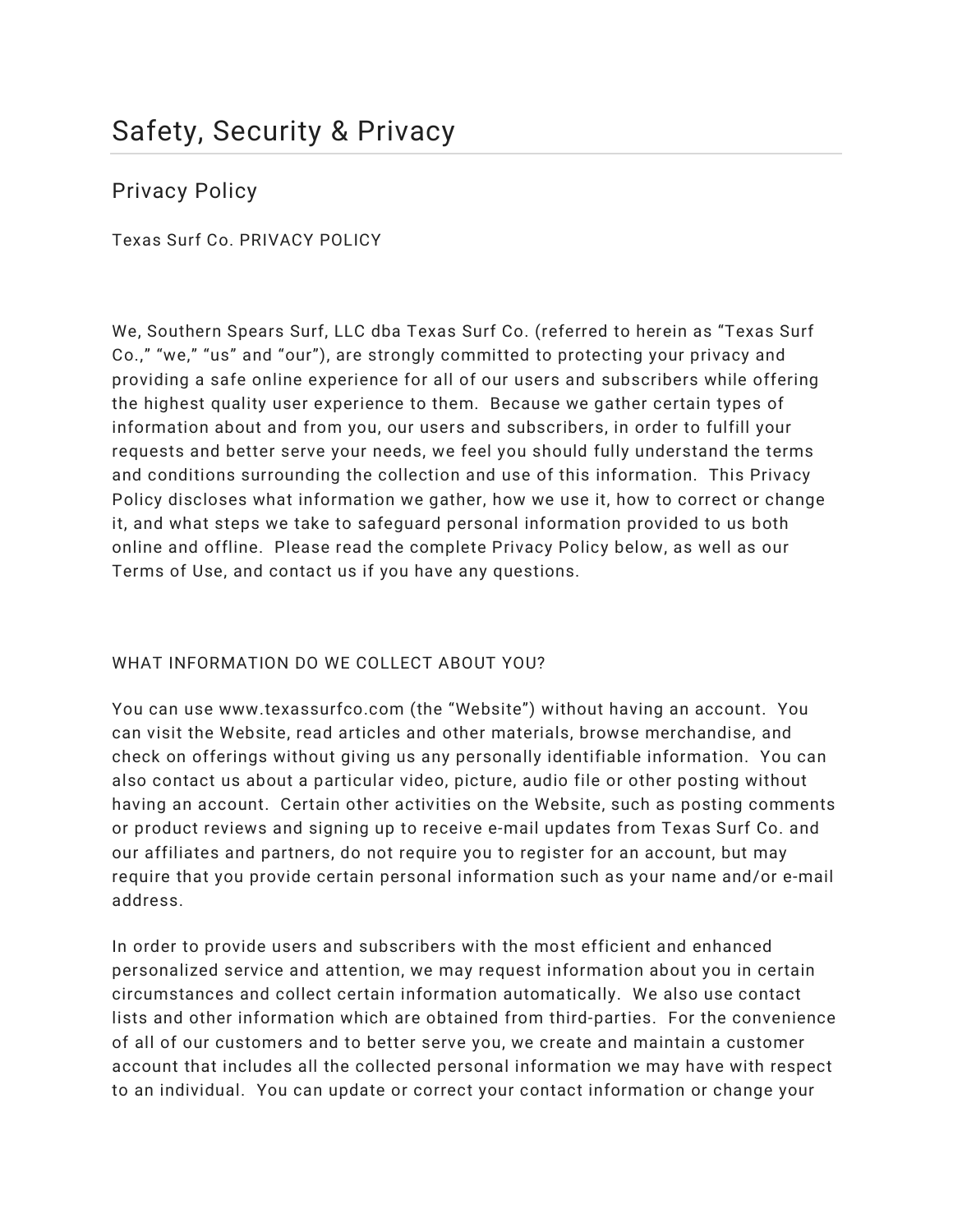# Safety, Security & Privacy

## Privacy Policy

Texas Surf Co. PRIVACY POLICY

We, Southern Spears Surf, LLC dba Texas Surf Co. (referred to herein as “Texas Surf Co.,” “we,” “us” and “our”), are strongly committed to protecting your privacy and providing a safe online experience for all of our users and subscribers while offering the highest quality user experience to them.  Because we gather certain types of information about and from you, our users and subscribers, in order to fulfill your requests and better serve your needs, we feel you should fully understand the terms and conditions surrounding the collection and use of this information.  This Privacy Policy discloses what information we gather, how we use it, how to correct or change it, and what steps we take to safeguard personal information provided to us both online and offline.  Please read the complete Privacy Policy below, as well as our Terms of Use, and contact us if you have any questions.

WHAT INFORMATION DO WE COLLECT ABOUT YOU?

You can use www.texassurfco.com (the “Website”) without having an account.  You can visit the Website, read articles and other materials, browse merchandise, and check on offerings without giving us any personally identifiable information.  You can also contact us about a particular video, picture, audio file or other posting without having an account.  Certain other activities on the Website, such as posting comments or product reviews and signing up to receive e-mail updates from Texas Surf Co. and our affiliates and partners, do not require you to register for an account, but may require that you provide certain personal information such as your name and/or e-mail address.

In order to provide users and subscribers with the most efficient and enhanced personalized service and attention, we may request information about you in certain circumstances and collect certain information automatically.  We also use contact lists and other information which are obtained from third-parties.  For the convenience of all of our customers and to better serve you, we create and maintain a customer account that includes all the collected personal information we may have with respect to an individual.  You can update or correct your contact information or change your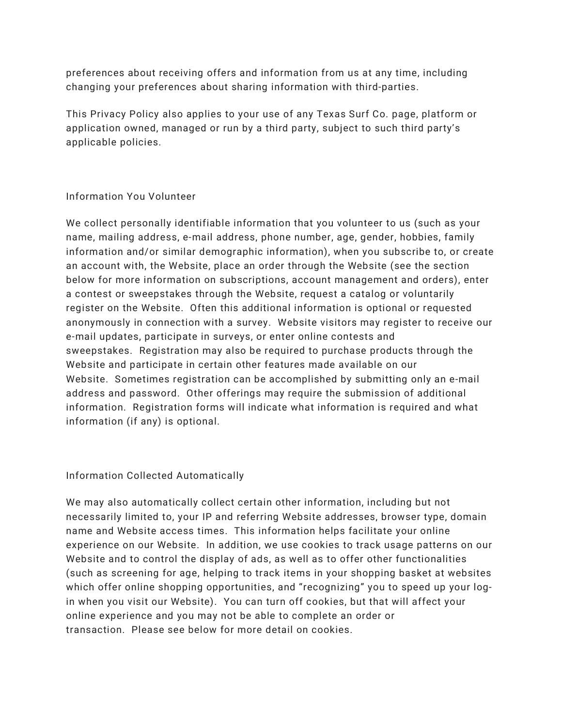preferences about receiving offers and information from us at any time, including changing your preferences about sharing information with third-parties.

This Privacy Policy also applies to your use of any Texas Surf Co. page, platform or application owned, managed or run by a third party, subject to such third party's applicable policies.

## Information You Volunteer

We collect personally identifiable information that you volunteer to us (such as your name, mailing address, e-mail address, phone number, age, gender, hobbies, family information and/or similar demographic information), when you subscribe to, or create an account with, the Website, place an order through the Website (see the section below for more information on subscriptions, account management and orders), enter a contest or sweepstakes through the Website, request a catalog or voluntarily register on the Website. Often this additional information is optional or requested anonymously in connection with a survey. Website visitors may register to receive our e-mail updates, participate in surveys, or enter online contests and sweepstakes. Registration may also be required to purchase products through the Website and participate in certain other features made available on our Website. Sometimes registration can be accomplished by submitting only an e-mail address and password. Other offerings may require the submission of additional information. Registration forms will indicate what information is required and what information (if any) is optional.

## Information Collected Automatically

We may also automatically collect certain other information, including but not necessarily limited to, your IP and referring Website addresses, browser type, domain name and Website access times. This information helps facilitate your online experience on our Website. In addition, we use cookies to track usage patterns on our Website and to control the display of ads, as well as to offer other functionalities (such as screening for age, helping to track items in your shopping basket at websites which offer online shopping opportunities, and "recognizing" you to speed up your log-in when you visit our Website). You can turn off cookies, but that will affect your online experience and you may not be able to complete an order or transaction. Please see below for more detail on cookies.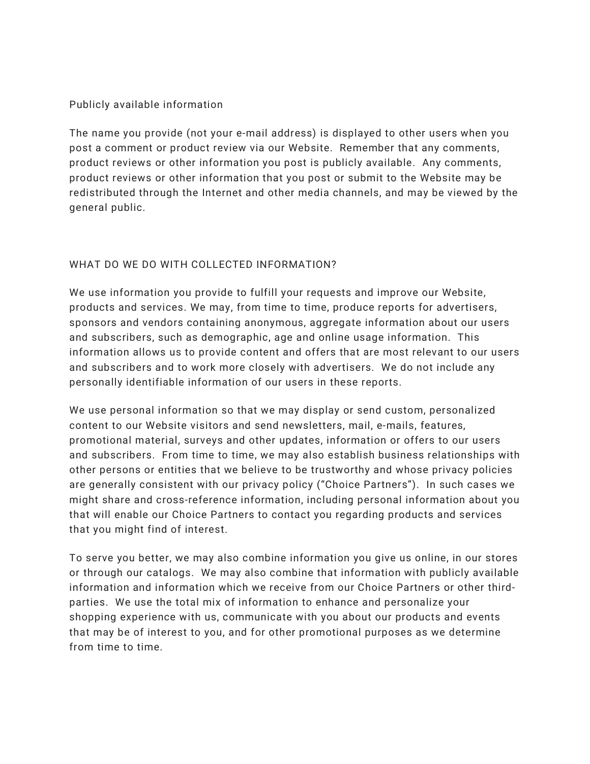### Publicly available information

The name you provide (not your e-mail address) is displayed to other users when you post a comment or product review via our Website.  Remember that any comments, product reviews or other information you post is publicly available.  Any comments, product reviews or other information that you post or submit to the Website may be redistributed through the Internet and other media channels, and may be viewed by the general public.

## WHAT DO WE DO WITH COLLECTED INFORMATION?

We use information you provide to fulfill your requests and improve our Website, products and services. We may, from time to time, produce reports for advertisers, sponsors and vendors containing anonymous, aggregate information about our users and subscribers, such as demographic, age and online usage information.  This information allows us to provide content and offers that are most relevant to our users and subscribers and to work more closely with advertisers.  We do not include any personally identifiable information of our users in these reports.

We use personal information so that we may display or send custom, personalized content to our Website visitors and send newsletters, mail, e-mails, features, promotional material, surveys and other updates, information or offers to our users and subscribers.  From time to time, we may also establish business relationships with other persons or entities that we believe to be trustworthy and whose privacy policies are generally consistent with our privacy policy (“Choice Partners”).  In such cases we might share and cross-reference information, including personal information about you that will enable our Choice Partners to contact you regarding products and services that you might find of interest.

To serve you better, we may also combine information you give us online, in our stores or through our catalogs.  We may also combine that information with publicly available information and information which we receive from our Choice Partners or other third-parties.  We use the total mix of information to enhance and personalize your shopping experience with us, communicate with you about our products and events that may be of interest to you, and for other promotional purposes as we determine from time to time.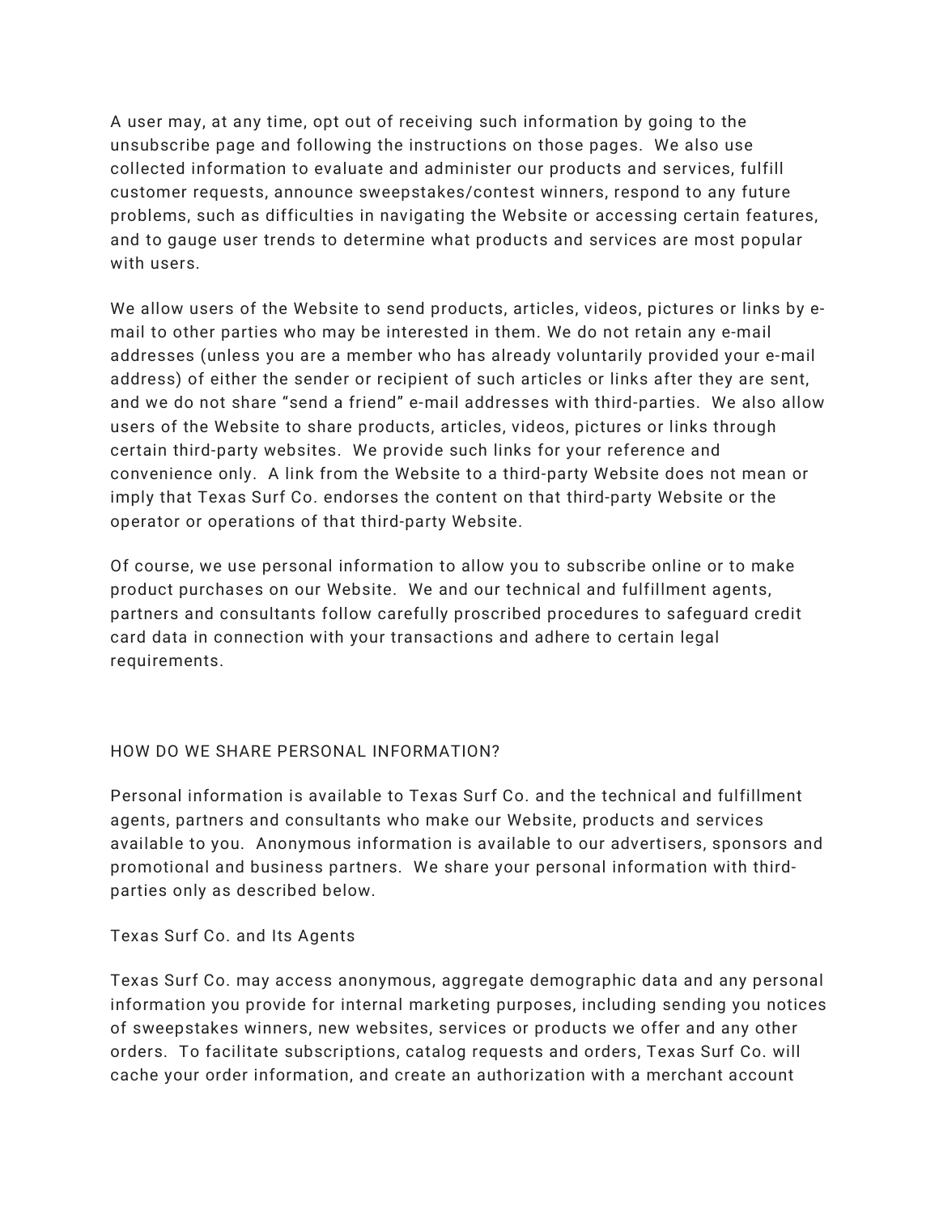A user may, at any time, opt out of receiving such information by going to the unsubscribe page and following the instructions on those pages.  We also use collected information to evaluate and administer our products and services, fulfill customer requests, announce sweepstakes/contest winners, respond to any future problems, such as difficulties in navigating the Website or accessing certain features, and to gauge user trends to determine what products and services are most popular with users.

We allow users of the Website to send products, articles, videos, pictures or links by e-mail to other parties who may be interested in them. We do not retain any e-mail addresses (unless you are a member who has already voluntarily provided your e-mail address) of either the sender or recipient of such articles or links after they are sent, and we do not share "send a friend" e-mail addresses with third-parties.  We also allow users of the Website to share products, articles, videos, pictures or links through certain third-party websites.  We provide such links for your reference and convenience only.  A link from the Website to a third-party Website does not mean or imply that Texas Surf Co. endorses the content on that third-party Website or the operator or operations of that third-party Website.

Of course, we use personal information to allow you to subscribe online or to make product purchases on our Website.  We and our technical and fulfillment agents, partners and consultants follow carefully proscribed procedures to safeguard credit card data in connection with your transactions and adhere to certain legal requirements.

## HOW DO WE SHARE PERSONAL INFORMATION?

Personal information is available to Texas Surf Co. and the technical and fulfillment agents, partners and consultants who make our Website, products and services available to you.  Anonymous information is available to our advertisers, sponsors and promotional and business partners.  We share your personal information with third-parties only as described below.

### Texas Surf Co. and Its Agents

Texas Surf Co. may access anonymous, aggregate demographic data and any personal information you provide for internal marketing purposes, including sending you notices of sweepstakes winners, new websites, services or products we offer and any other orders.  To facilitate subscriptions, catalog requests and orders, Texas Surf Co. will cache your order information, and create an authorization with a merchant account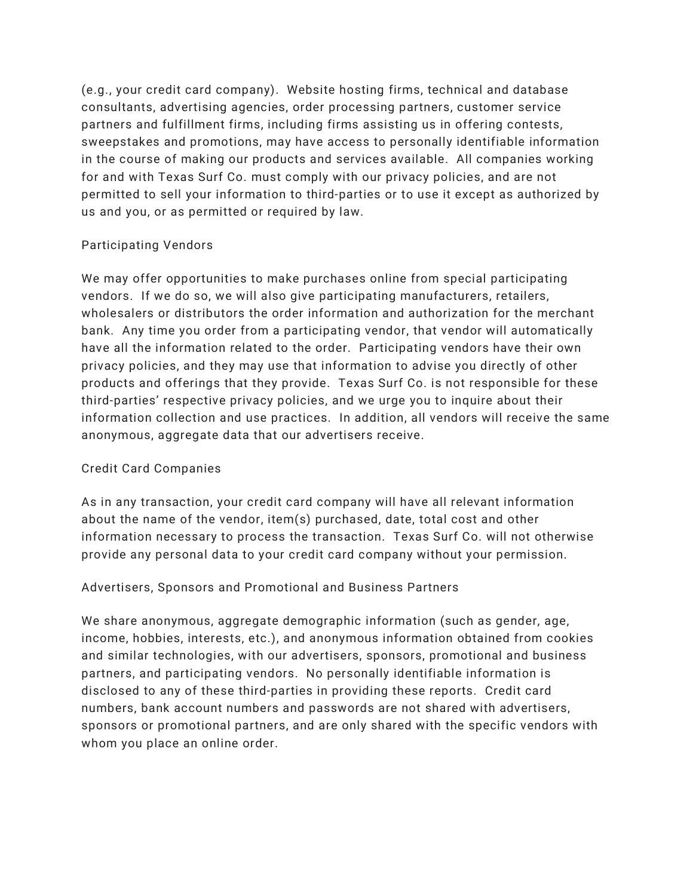(e.g., your credit card company). Website hosting firms, technical and database consultants, advertising agencies, order processing partners, customer service partners and fulfillment firms, including firms assisting us in offering contests, sweepstakes and promotions, may have access to personally identifiable information in the course of making our products and services available. All companies working for and with Texas Surf Co. must comply with our privacy policies, and are not permitted to sell your information to third-parties or to use it except as authorized by us and you, or as permitted or required by law.

## Participating Vendors

We may offer opportunities to make purchases online from special participating vendors. If we do so, we will also give participating manufacturers, retailers, wholesalers or distributors the order information and authorization for the merchant bank. Any time you order from a participating vendor, that vendor will automatically have all the information related to the order. Participating vendors have their own privacy policies, and they may use that information to advise you directly of other products and offerings that they provide. Texas Surf Co. is not responsible for these third-parties' respective privacy policies, and we urge you to inquire about their information collection and use practices. In addition, all vendors will receive the same anonymous, aggregate data that our advertisers receive.

## Credit Card Companies

As in any transaction, your credit card company will have all relevant information about the name of the vendor, item(s) purchased, date, total cost and other information necessary to process the transaction. Texas Surf Co. will not otherwise provide any personal data to your credit card company without your permission.

## Advertisers, Sponsors and Promotional and Business Partners

We share anonymous, aggregate demographic information (such as gender, age, income, hobbies, interests, etc.), and anonymous information obtained from cookies and similar technologies, with our advertisers, sponsors, promotional and business partners, and participating vendors. No personally identifiable information is disclosed to any of these third-parties in providing these reports. Credit card numbers, bank account numbers and passwords are not shared with advertisers, sponsors or promotional partners, and are only shared with the specific vendors with whom you place an online order.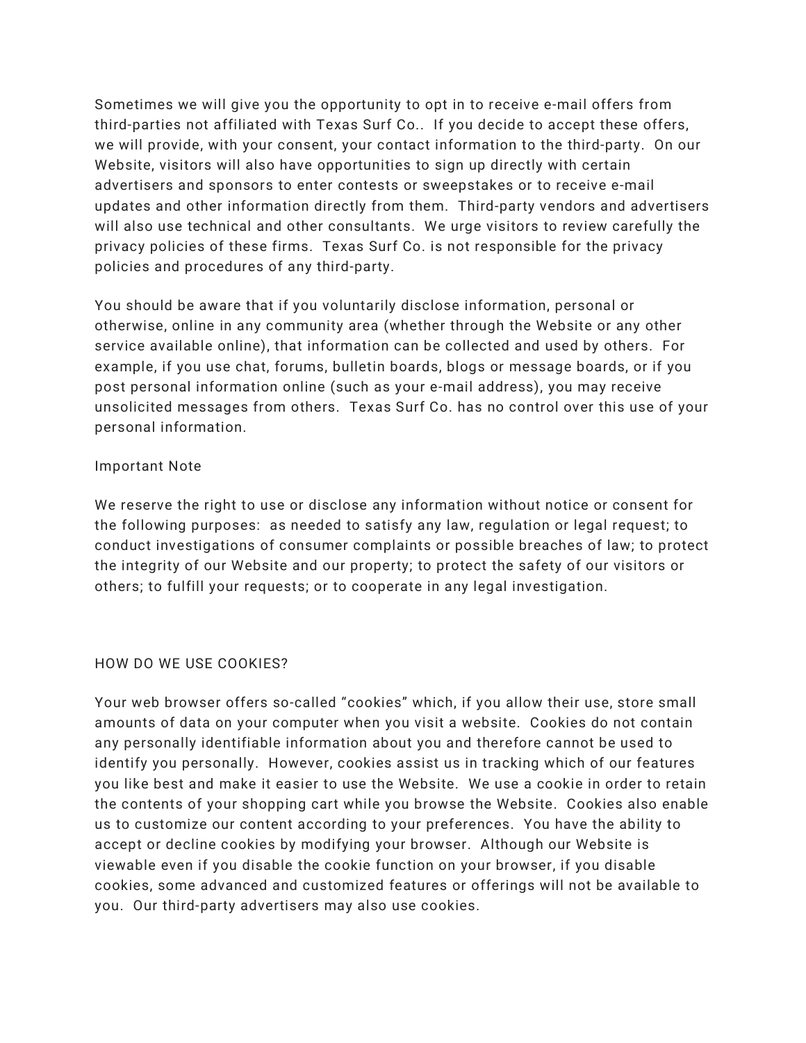Sometimes we will give you the opportunity to opt in to receive e-mail offers from third-parties not affiliated with Texas Surf Co.. If you decide to accept these offers, we will provide, with your consent, your contact information to the third-party. On our Website, visitors will also have opportunities to sign up directly with certain advertisers and sponsors to enter contests or sweepstakes or to receive e-mail updates and other information directly from them. Third-party vendors and advertisers will also use technical and other consultants. We urge visitors to review carefully the privacy policies of these firms. Texas Surf Co. is not responsible for the privacy policies and procedures of any third-party.

You should be aware that if you voluntarily disclose information, personal or otherwise, online in any community area (whether through the Website or any other service available online), that information can be collected and used by others. For example, if you use chat, forums, bulletin boards, blogs or message boards, or if you post personal information online (such as your e-mail address), you may receive unsolicited messages from others. Texas Surf Co. has no control over this use of your personal information.

### Important Note

We reserve the right to use or disclose any information without notice or consent for the following purposes: as needed to satisfy any law, regulation or legal request; to conduct investigations of consumer complaints or possible breaches of law; to protect the integrity of our Website and our property; to protect the safety of our visitors or others; to fulfill your requests; or to cooperate in any legal investigation.

## HOW DO WE USE COOKIES?

Your web browser offers so-called "cookies" which, if you allow their use, store small amounts of data on your computer when you visit a website. Cookies do not contain any personally identifiable information about you and therefore cannot be used to identify you personally. However, cookies assist us in tracking which of our features you like best and make it easier to use the Website. We use a cookie in order to retain the contents of your shopping cart while you browse the Website. Cookies also enable us to customize our content according to your preferences. You have the ability to accept or decline cookies by modifying your browser. Although our Website is viewable even if you disable the cookie function on your browser, if you disable cookies, some advanced and customized features or offerings will not be available to you. Our third-party advertisers may also use cookies.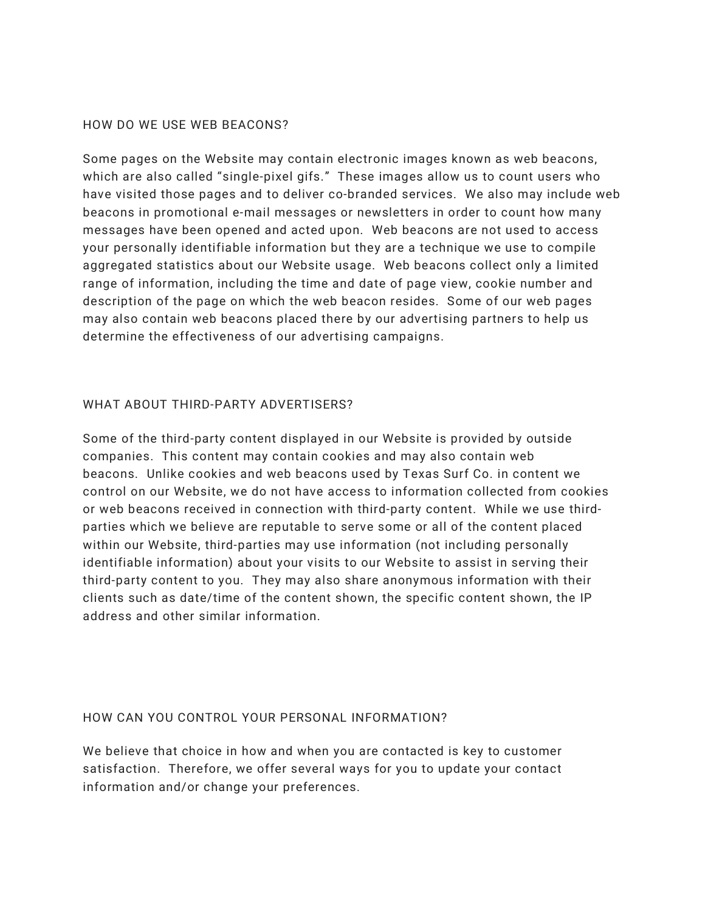## HOW DO WE USE WEB BEACONS?

Some pages on the Website may contain electronic images known as web beacons, which are also called “single-pixel gifs.” These images allow us to count users who have visited those pages and to deliver co-branded services. We also may include web beacons in promotional e-mail messages or newsletters in order to count how many messages have been opened and acted upon. Web beacons are not used to access your personally identifiable information but they are a technique we use to compile aggregated statistics about our Website usage. Web beacons collect only a limited range of information, including the time and date of page view, cookie number and description of the page on which the web beacon resides. Some of our web pages may also contain web beacons placed there by our advertising partners to help us determine the effectiveness of our advertising campaigns.

## WHAT ABOUT THIRD-PARTY ADVERTISERS?

Some of the third-party content displayed in our Website is provided by outside companies. This content may contain cookies and may also contain web beacons. Unlike cookies and web beacons used by Texas Surf Co. in content we control on our Website, we do not have access to information collected from cookies or web beacons received in connection with third-party content. While we use third-parties which we believe are reputable to serve some or all of the content placed within our Website, third-parties may use information (not including personally identifiable information) about your visits to our Website to assist in serving their third-party content to you. They may also share anonymous information with their clients such as date/time of the content shown, the specific content shown, the IP address and other similar information.

## HOW CAN YOU CONTROL YOUR PERSONAL INFORMATION?

We believe that choice in how and when you are contacted is key to customer satisfaction. Therefore, we offer several ways for you to update your contact information and/or change your preferences.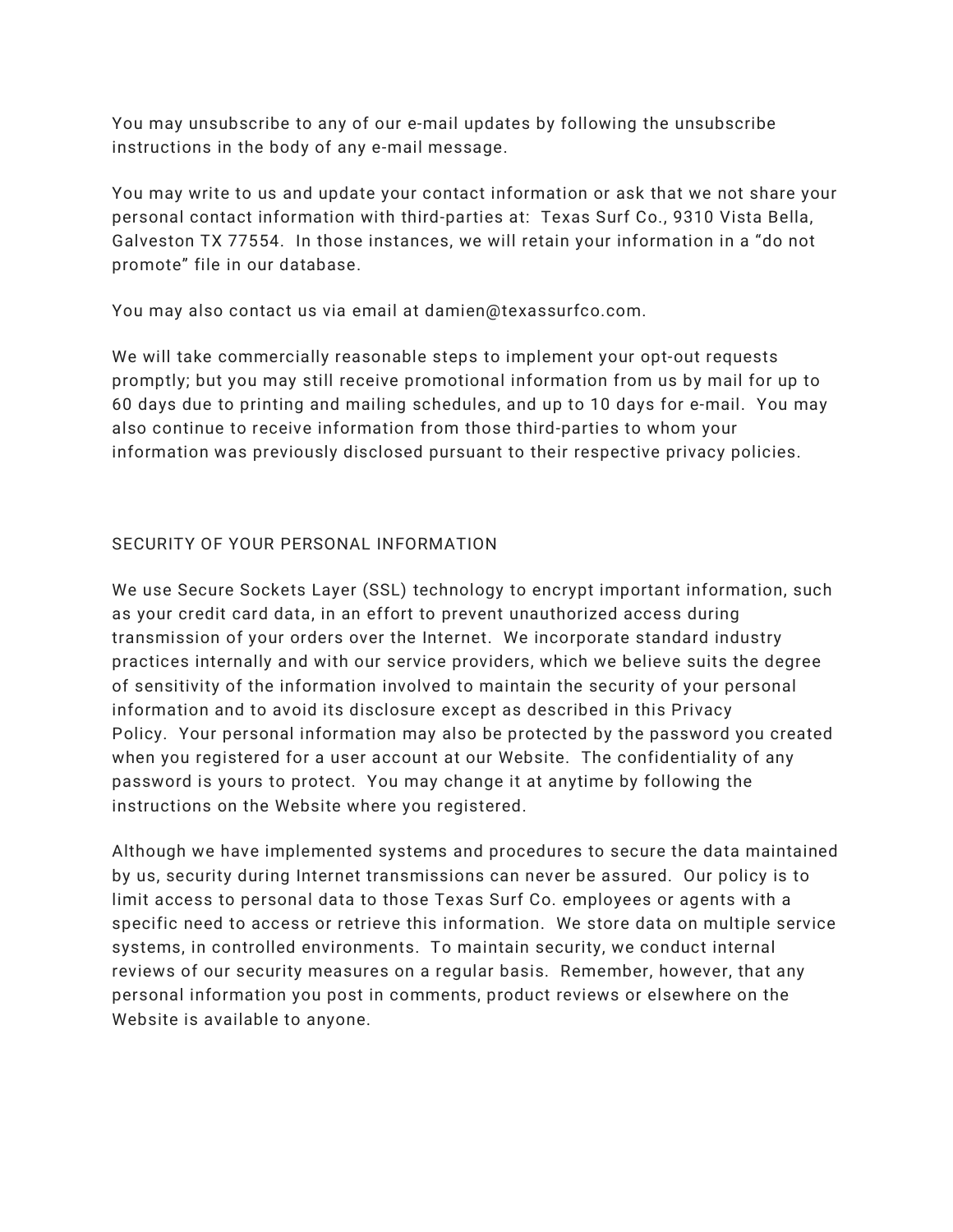You may unsubscribe to any of our e-mail updates by following the unsubscribe instructions in the body of any e-mail message.

You may write to us and update your contact information or ask that we not share your personal contact information with third-parties at:  Texas Surf Co., 9310 Vista Bella, Galveston TX 77554.  In those instances, we will retain your information in a "do not promote" file in our database.

You may also contact us via email at damien@texassurfco.com.

We will take commercially reasonable steps to implement your opt-out requests promptly; but you may still receive promotional information from us by mail for up to 60 days due to printing and mailing schedules, and up to 10 days for e-mail.  You may also continue to receive information from those third-parties to whom your information was previously disclosed pursuant to their respective privacy policies.

## SECURITY OF YOUR PERSONAL INFORMATION

We use Secure Sockets Layer (SSL) technology to encrypt important information, such as your credit card data, in an effort to prevent unauthorized access during transmission of your orders over the Internet.  We incorporate standard industry practices internally and with our service providers, which we believe suits the degree of sensitivity of the information involved to maintain the security of your personal information and to avoid its disclosure except as described in this Privacy Policy.  Your personal information may also be protected by the password you created when you registered for a user account at our Website.  The confidentiality of any password is yours to protect.  You may change it at anytime by following the instructions on the Website where you registered.

Although we have implemented systems and procedures to secure the data maintained by us, security during Internet transmissions can never be assured.  Our policy is to limit access to personal data to those Texas Surf Co. employees or agents with a specific need to access or retrieve this information.  We store data on multiple service systems, in controlled environments.  To maintain security, we conduct internal reviews of our security measures on a regular basis.  Remember, however, that any personal information you post in comments, product reviews or elsewhere on the Website is available to anyone.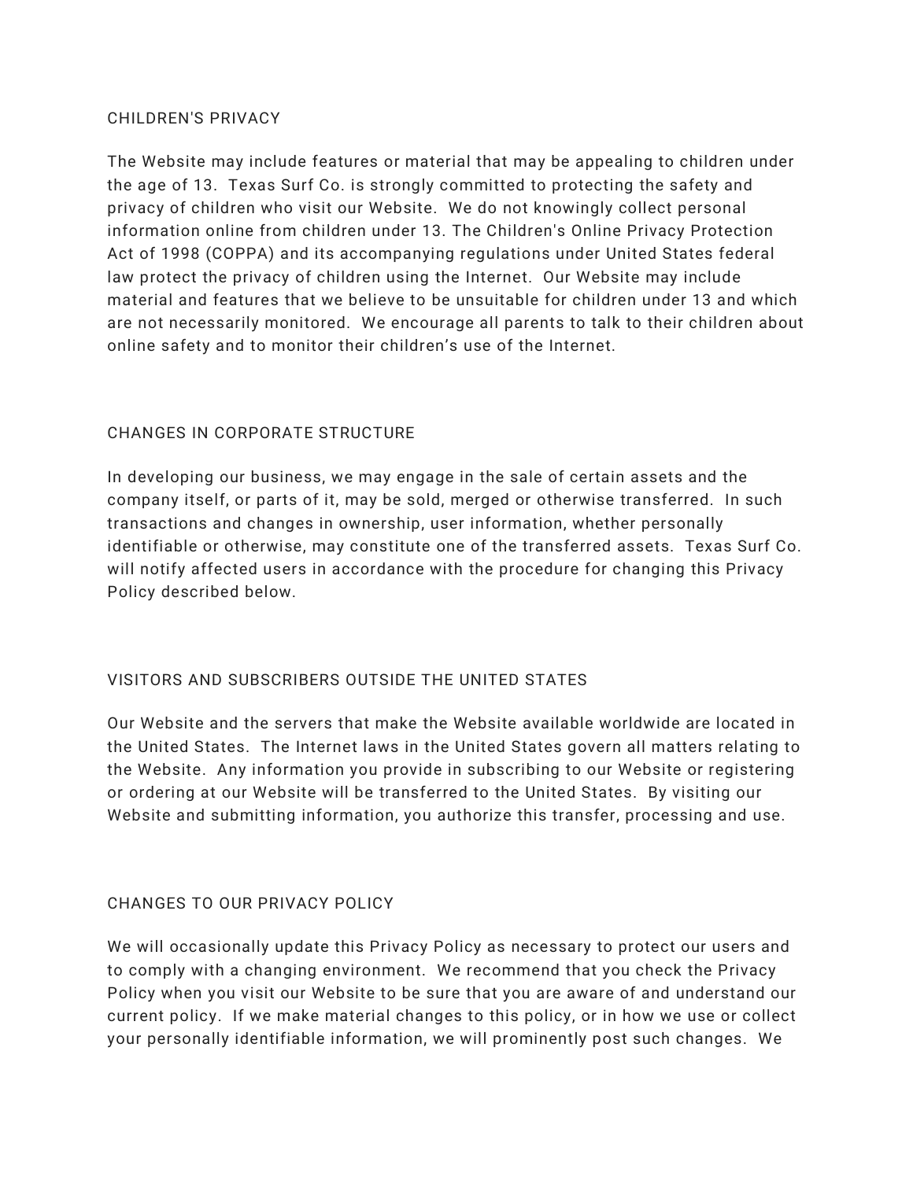## CHILDREN'S PRIVACY

The Website may include features or material that may be appealing to children under the age of 13. Texas Surf Co. is strongly committed to protecting the safety and privacy of children who visit our Website. We do not knowingly collect personal information online from children under 13. The Children's Online Privacy Protection Act of 1998 (COPPA) and its accompanying regulations under United States federal law protect the privacy of children using the Internet. Our Website may include material and features that we believe to be unsuitable for children under 13 and which are not necessarily monitored. We encourage all parents to talk to their children about online safety and to monitor their children's use of the Internet.

## CHANGES IN CORPORATE STRUCTURE

In developing our business, we may engage in the sale of certain assets and the company itself, or parts of it, may be sold, merged or otherwise transferred. In such transactions and changes in ownership, user information, whether personally identifiable or otherwise, may constitute one of the transferred assets. Texas Surf Co. will notify affected users in accordance with the procedure for changing this Privacy Policy described below.

## VISITORS AND SUBSCRIBERS OUTSIDE THE UNITED STATES

Our Website and the servers that make the Website available worldwide are located in the United States. The Internet laws in the United States govern all matters relating to the Website. Any information you provide in subscribing to our Website or registering or ordering at our Website will be transferred to the United States. By visiting our Website and submitting information, you authorize this transfer, processing and use.

## CHANGES TO OUR PRIVACY POLICY

We will occasionally update this Privacy Policy as necessary to protect our users and to comply with a changing environment. We recommend that you check the Privacy Policy when you visit our Website to be sure that you are aware of and understand our current policy. If we make material changes to this policy, or in how we use or collect your personally identifiable information, we will prominently post such changes. We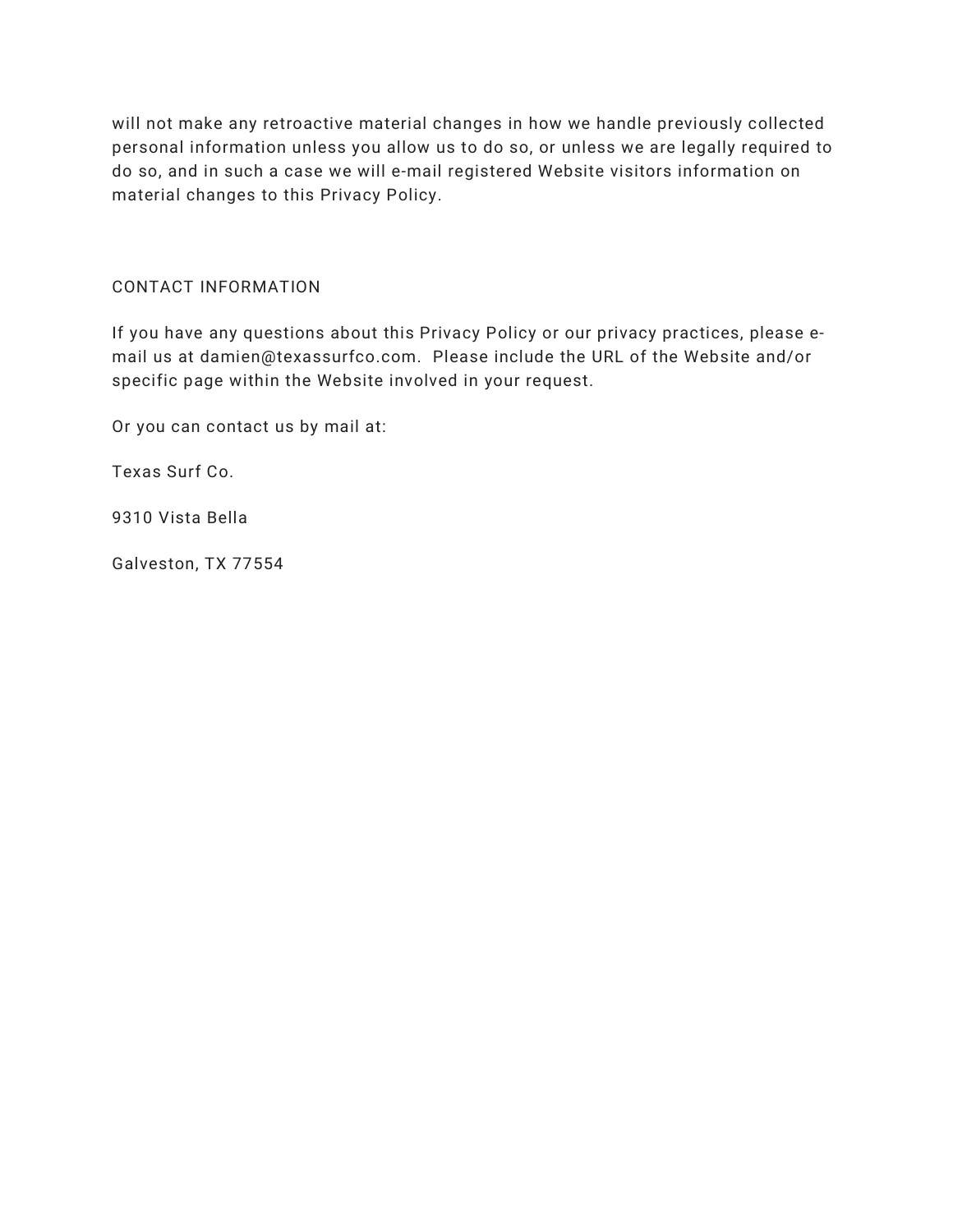will not make any retroactive material changes in how we handle previously collected personal information unless you allow us to do so, or unless we are legally required to do so, and in such a case we will e-mail registered Website visitors information on material changes to this Privacy Policy.

## CONTACT INFORMATION

If you have any questions about this Privacy Policy or our privacy practices, please e-mail us at damien@texassurfco.com.  Please include the URL of the Website and/or specific page within the Website involved in your request.

Or you can contact us by mail at:

Texas Surf Co.

9310 Vista Bella

Galveston, TX 77554